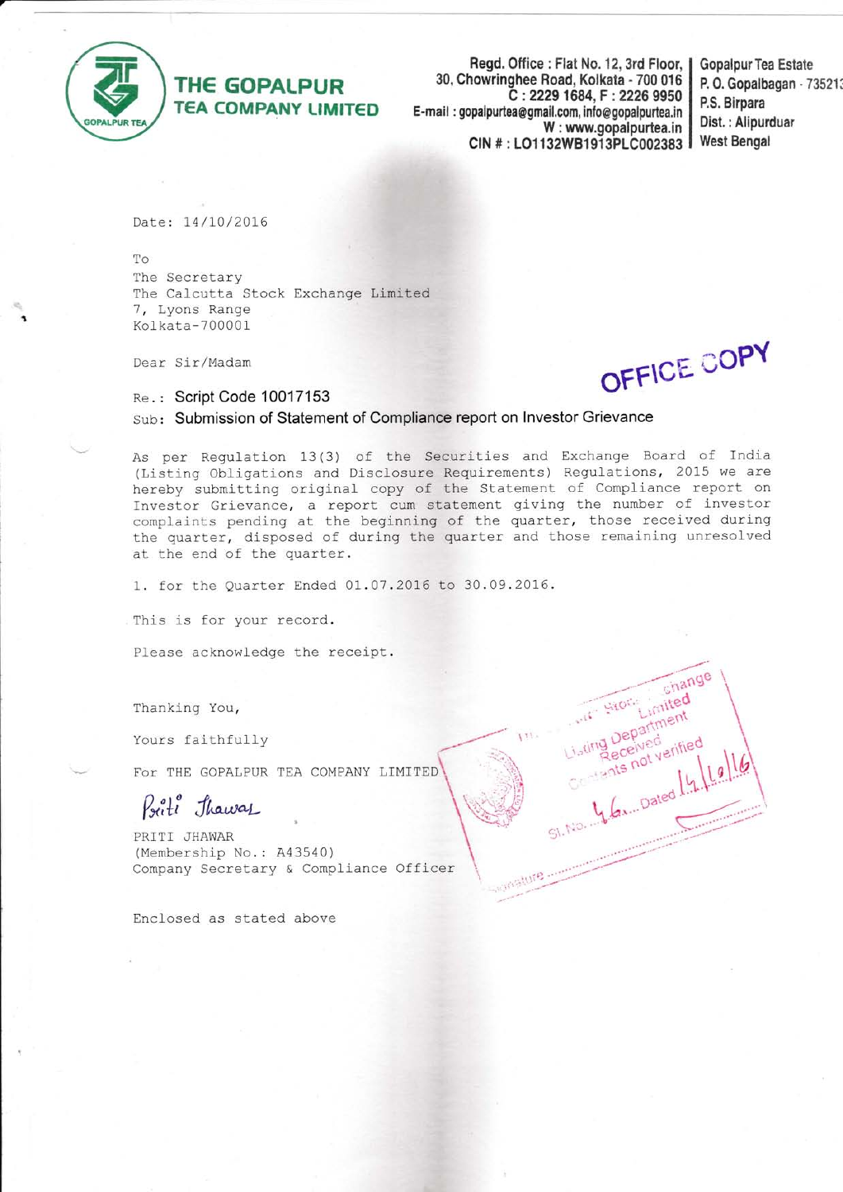# THE GOPALPUR TEA COMPANY LIMITED

Regd. Office : Flat No. 12, 3rd Floor, 30, Chowringhee Road, Kolkata - 700 016
C : 2229 1684, F : 2226 9950
E-mail : gopalpurtea@gmail.com, info@gopalpurtea.in
W : www.gopalpurtea.in
CIN # : LO1132WB1913PLC002383

Gopalpur Tea Estate
P. O. Gopalbagan - 73521
P.S. Birpara
Dist. : Alipurduar
West Bengal

Date: 14/10/2016

To
The Secretary
The Calcutta Stock Exchange Limited
7, Lyons Range
Kolkata-700001

Dear Sir/Madam

OFFICE COPY

Re.: **Script Code 10017153**

Sub: **Submission of Statement of Compliance report on Investor Grievance**

As per Regulation 13(3) of the Securities and Exchange Board of India (Listing Obligations and Disclosure Requirements) Regulations, 2015 we are hereby submitting original copy of the Statement of Compliance report on Investor Grievance, a report cum statement giving the number of investor complaints pending at the beginning of the quarter, those received during the quarter, disposed of during the quarter and those remaining unresolved at the end of the quarter.

1. for the Quarter Ended 01.07.2016 to 30.09.2016.

This is for your record.

Please acknowledge the receipt.

Thanking You,

Yours faithfully

For THE GOPALPUR TEA COMPANY LIMITED

Priti Jhawar

PRITI JHAWAR
(Membership No.: A43540)
Company Secretary & Compliance Officer

Enclosed as stated above

Stock Exchange Limited
Listing Department
Received
Contents not verified
Sl. No. 46 Dated 14/10/16
Signature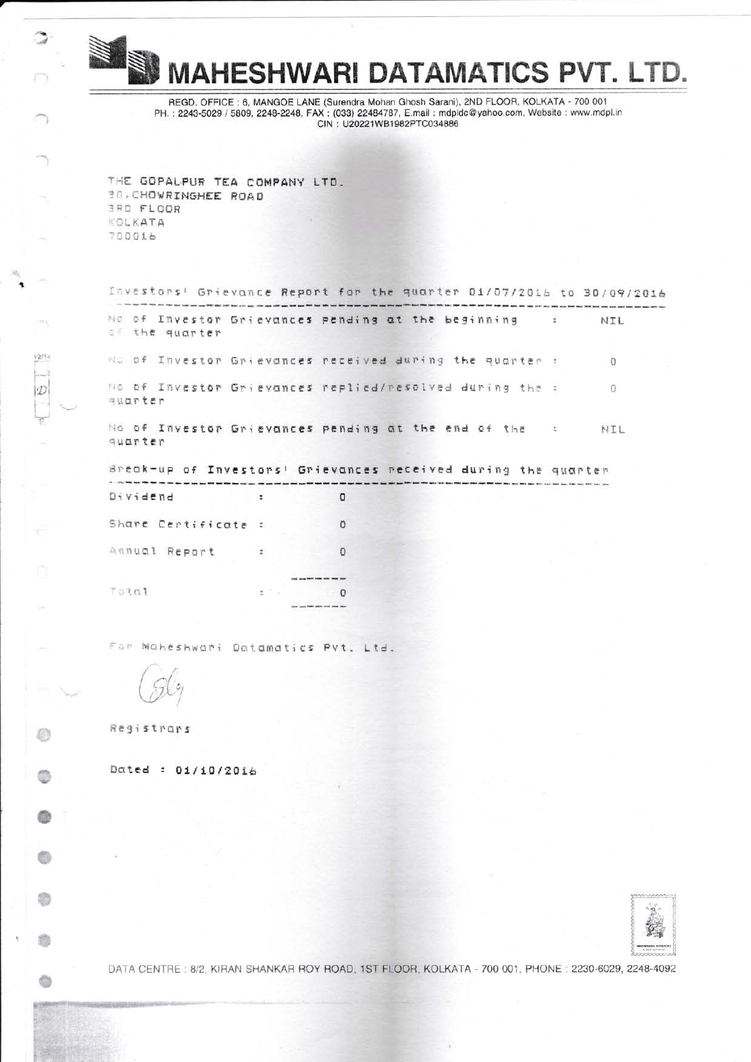# MAHESHWARI DATAMATICS PVT. LTD.

REGD. OFFICE : 6, MANGOE LANE (Surendra Mohan Ghosh Sarani), 2ND FLOOR, KOLKATA - 700 001
PH. : 2243-5029 / 5809, 2248-2248, FAX : (033) 22484787, E.mail : mdpldc@yahoo.com, Website : www.mdpl.in
CIN : U20221WB1982PTC034886

THE GOPALPUR TEA COMPANY LTD.
30,CHOWRINGHEE ROAD
3RD FLOOR
KOLKATA
700016

Investors' Grievance Report for the quarter 01/07/2016 to 30/09/2016

| | | |
|---|---|---|
| No of Investor Grievances pending at the beginning of the quarter | : | NIL |
| No of Investor Grievances received during the quarter | : | 0 |
| No of Investor Grievances replied/resolved during the quarter | : | 0 |
| No of Investor Grievances pending at the end of the quarter | : | NIL |

Break-up of Investors' Grievances received during the quarter

| | | |
|---|---|---|
| Dividend | : | 0 |
| Share Certificate | : | 0 |
| Annual Report | : | 0 |
| Total | : | 0 |

For Maheshwari Datamatics Pvt. Ltd.

Registrars

Dated : 01/10/2016

DATA CENTRE : 8/2, KIRAN SHANKAR ROY ROAD, 1ST FLOOR, KOLKATA - 700 001, PHONE : 2230-6029, 2248-4092